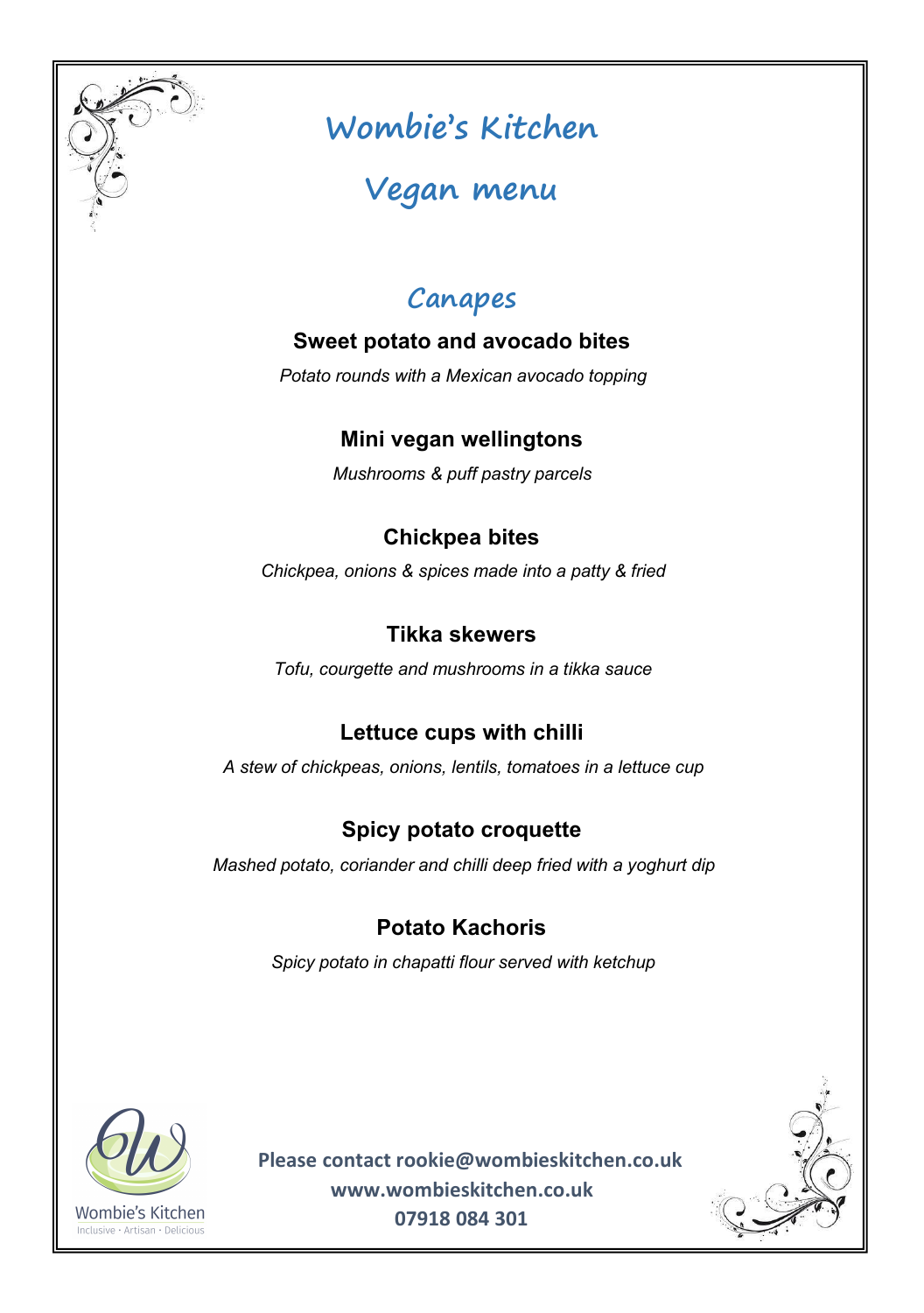# Wombie's Kitchen

# Vegan menu

## Canapes

**Sweet potato and avocado bites**

*Potato rounds with a Mexican avocado topping*

**Mini vegan wellingtons**

*Mushrooms & puff pastry parcels*

**Chickpea bites**

*Chickpea, onions & spices made into a patty & fried*

**Tikka skewers**

*Tofu, courgette and mushrooms in a tikka sauce*

**Lettuce cups with chilli**

*A stew of chickpeas, onions, lentils, tomatoes in a lettuce cup*

**Spicy potato croquette**

*Mashed potato, coriander and chilli deep fried with a yoghurt dip*

**Potato Kachoris**

*Spicy potato in chapatti flour served with ketchup*

Wombie's Kitchen
Inclusive · Artisan · Delicious

**Please contact rookie@wombieskitchen.co.uk**
**www.wombieskitchen.co.uk**
**07918 084 301**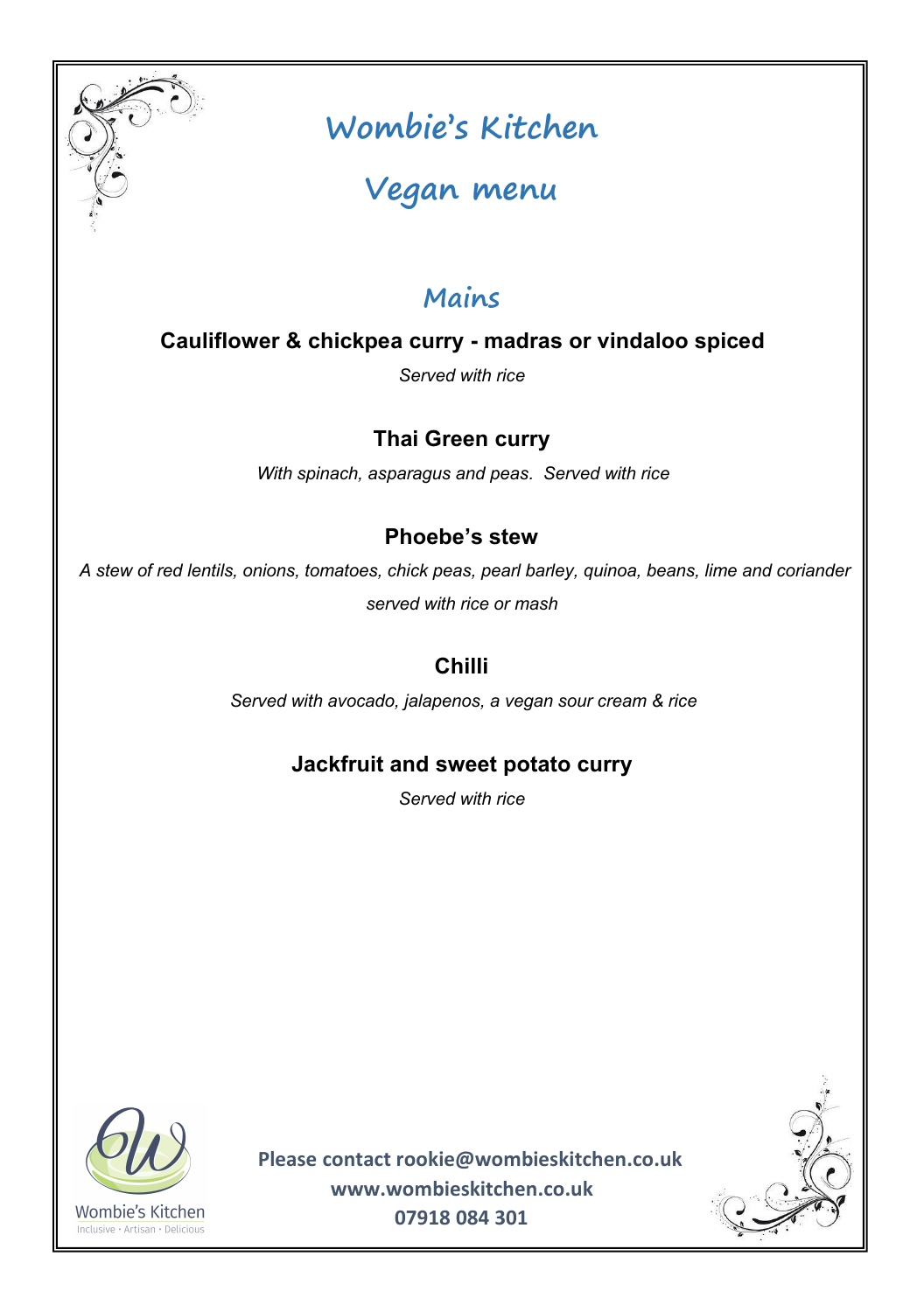# Wombie's Kitchen

# Vegan menu

## Mains

### Cauliflower & chickpea curry - madras or vindaloo spiced

*Served with rice*

### Thai Green curry

*With spinach, asparagus and peas. Served with rice*

### Phoebe's stew

*A stew of red lentils, onions, tomatoes, chick peas, pearl barley, quinoa, beans, lime and coriander served with rice or mash*

### Chilli

*Served with avocado, jalapenos, a vegan sour cream & rice*

### Jackfruit and sweet potato curry

*Served with rice*

Wombie's Kitchen
Inclusive · Artisan · Delicious

**Please contact rookie@wombieskitchen.co.uk**
**www.wombieskitchen.co.uk**
**07918 084 301**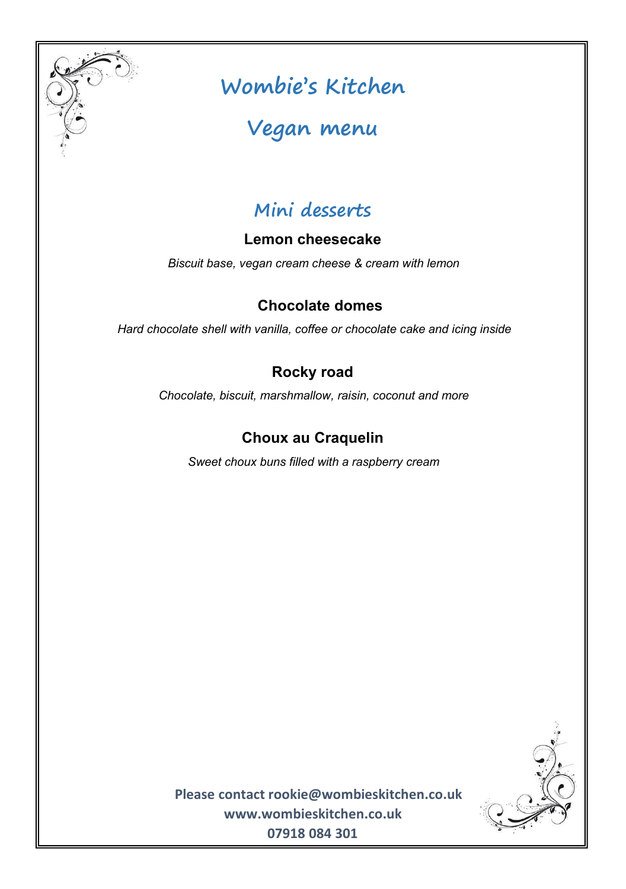# Wombie's Kitchen

# Vegan menu

## Mini desserts

### Lemon cheesecake

*Biscuit base, vegan cream cheese & cream with lemon*

### Chocolate domes

*Hard chocolate shell with vanilla, coffee or chocolate cake and icing inside*

### Rocky road

*Chocolate, biscuit, marshmallow, raisin, coconut and more*

### Choux au Craquelin

*Sweet choux buns filled with a raspberry cream*

**Please contact rookie@wombieskitchen.co.uk**
**www.wombieskitchen.co.uk**
**07918 084 301**